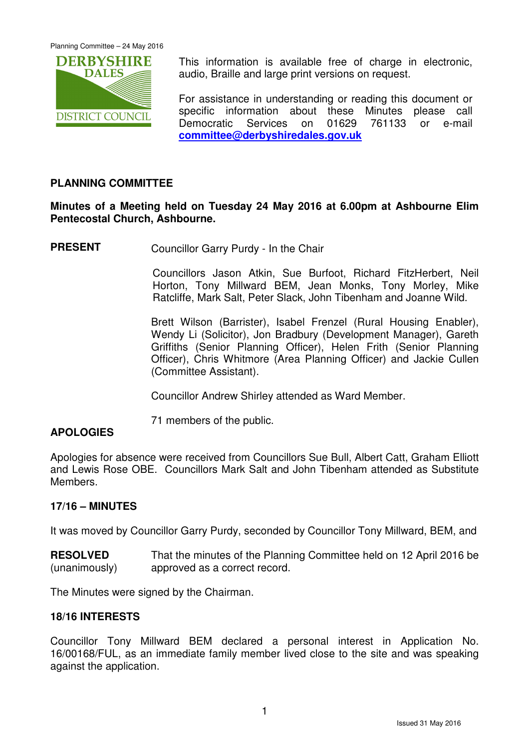This information is available free of charge in electronic, audio, Braille and large print versions on request.

For assistance in understanding or reading this document or specific information about these Minutes please call Democratic Services on 01629 761133 or e-mail **committee@derbyshiredales.gov.uk**

## PLANNING COMMITTEE

**Minutes of a Meeting held on Tuesday 24 May 2016 at 6.00pm at Ashbourne Elim Pentecostal Church, Ashbourne.**

**PRESENT**

Councillor Garry Purdy - In the Chair

Councillors Jason Atkin, Sue Burfoot, Richard FitzHerbert, Neil Horton, Tony Millward BEM, Jean Monks, Tony Morley, Mike Ratcliffe, Mark Salt, Peter Slack, John Tibenham and Joanne Wild.

Brett Wilson (Barrister), Isabel Frenzel (Rural Housing Enabler), Wendy Li (Solicitor), Jon Bradbury (Development Manager), Gareth Griffiths (Senior Planning Officer), Helen Frith (Senior Planning Officer), Chris Whitmore (Area Planning Officer) and Jackie Cullen (Committee Assistant).

Councillor Andrew Shirley attended as Ward Member.

71 members of the public.

**APOLOGIES**

Apologies for absence were received from Councillors Sue Bull, Albert Catt, Graham Elliott and Lewis Rose OBE. Councillors Mark Salt and John Tibenham attended as Substitute Members.

**17/16 – MINUTES**

It was moved by Councillor Garry Purdy, seconded by Councillor Tony Millward, BEM, and

**RESOLVED** (unanimously) That the minutes of the Planning Committee held on 12 April 2016 be approved as a correct record.

The Minutes were signed by the Chairman.

**18/16 INTERESTS**

Councillor Tony Millward BEM declared a personal interest in Application No. 16/00168/FUL, as an immediate family member lived close to the site and was speaking against the application.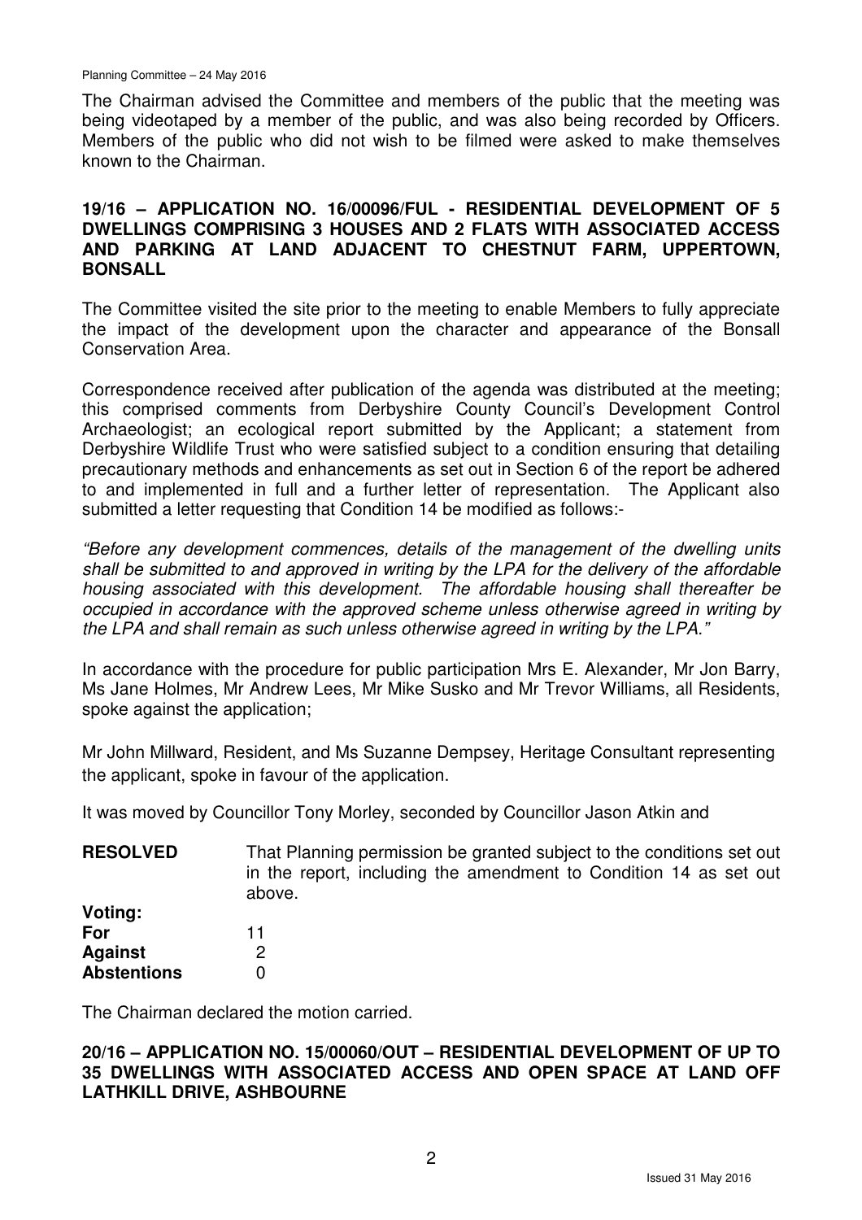The Chairman advised the Committee and members of the public that the meeting was being videotaped by a member of the public, and was also being recorded by Officers. Members of the public who did not wish to be filmed were asked to make themselves known to the Chairman.

## 19/16 – APPLICATION NO. 16/00096/FUL - RESIDENTIAL DEVELOPMENT OF 5 DWELLINGS COMPRISING 3 HOUSES AND 2 FLATS WITH ASSOCIATED ACCESS AND PARKING AT LAND ADJACENT TO CHESTNUT FARM, UPPERTOWN, BONSALL

The Committee visited the site prior to the meeting to enable Members to fully appreciate the impact of the development upon the character and appearance of the Bonsall Conservation Area.

Correspondence received after publication of the agenda was distributed at the meeting; this comprised comments from Derbyshire County Council's Development Control Archaeologist; an ecological report submitted by the Applicant; a statement from Derbyshire Wildlife Trust who were satisfied subject to a condition ensuring that detailing precautionary methods and enhancements as set out in Section 6 of the report be adhered to and implemented in full and a further letter of representation. The Applicant also submitted a letter requesting that Condition 14 be modified as follows:-

*"Before any development commences, details of the management of the dwelling units shall be submitted to and approved in writing by the LPA for the delivery of the affordable housing associated with this development. The affordable housing shall thereafter be occupied in accordance with the approved scheme unless otherwise agreed in writing by the LPA and shall remain as such unless otherwise agreed in writing by the LPA."*

In accordance with the procedure for public participation Mrs E. Alexander, Mr Jon Barry, Ms Jane Holmes, Mr Andrew Lees, Mr Mike Susko and Mr Trevor Williams, all Residents, spoke against the application;

Mr John Millward, Resident, and Ms Suzanne Dempsey, Heritage Consultant representing the applicant, spoke in favour of the application.

It was moved by Councillor Tony Morley, seconded by Councillor Jason Atkin and

**RESOLVED** That Planning permission be granted subject to the conditions set out in the report, including the amendment to Condition 14 as set out above.

**Voting:**

| | |
|---|---|
| **For** | 11 |
| **Against** | 2 |
| **Abstentions** | 0 |

The Chairman declared the motion carried.

## 20/16 – APPLICATION NO. 15/00060/OUT – RESIDENTIAL DEVELOPMENT OF UP TO 35 DWELLINGS WITH ASSOCIATED ACCESS AND OPEN SPACE AT LAND OFF LATHKILL DRIVE, ASHBOURNE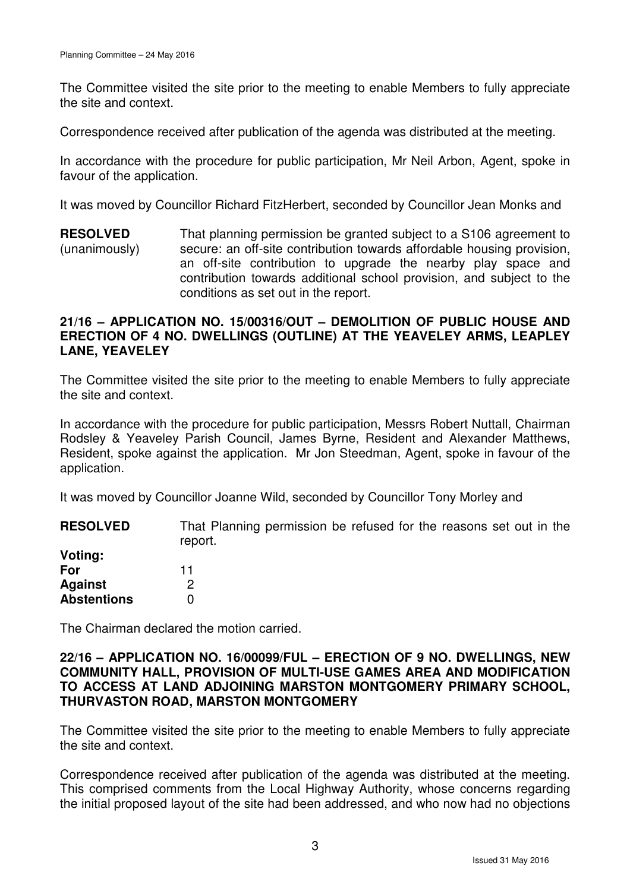The Committee visited the site prior to the meeting to enable Members to fully appreciate the site and context.

Correspondence received after publication of the agenda was distributed at the meeting.

In accordance with the procedure for public participation, Mr Neil Arbon, Agent, spoke in favour of the application.

It was moved by Councillor Richard FitzHerbert, seconded by Councillor Jean Monks and

**RESOLVED** (unanimously) That planning permission be granted subject to a S106 agreement to secure: an off-site contribution towards affordable housing provision, an off-site contribution to upgrade the nearby play space and contribution towards additional school provision, and subject to the conditions as set out in the report.

**21/16 – APPLICATION NO. 15/00316/OUT – DEMOLITION OF PUBLIC HOUSE AND ERECTION OF 4 NO. DWELLINGS (OUTLINE) AT THE YEAVELEY ARMS, LEAPLEY LANE, YEAVELEY**

The Committee visited the site prior to the meeting to enable Members to fully appreciate the site and context.

In accordance with the procedure for public participation, Messrs Robert Nuttall, Chairman Rodsley & Yeaveley Parish Council, James Byrne, Resident and Alexander Matthews, Resident, spoke against the application. Mr Jon Steedman, Agent, spoke in favour of the application.

It was moved by Councillor Joanne Wild, seconded by Councillor Tony Morley and

**RESOLVED** That Planning permission be refused for the reasons set out in the report.

**Voting:**

| | |
|---|---|
| **For** | 11 |
| **Against** | 2 |
| **Abstentions** | 0 |

The Chairman declared the motion carried.

**22/16 – APPLICATION NO. 16/00099/FUL – ERECTION OF 9 NO. DWELLINGS, NEW COMMUNITY HALL, PROVISION OF MULTI-USE GAMES AREA AND MODIFICATION TO ACCESS AT LAND ADJOINING MARSTON MONTGOMERY PRIMARY SCHOOL, THURVASTON ROAD, MARSTON MONTGOMERY**

The Committee visited the site prior to the meeting to enable Members to fully appreciate the site and context.

Correspondence received after publication of the agenda was distributed at the meeting. This comprised comments from the Local Highway Authority, whose concerns regarding the initial proposed layout of the site had been addressed, and who now had no objections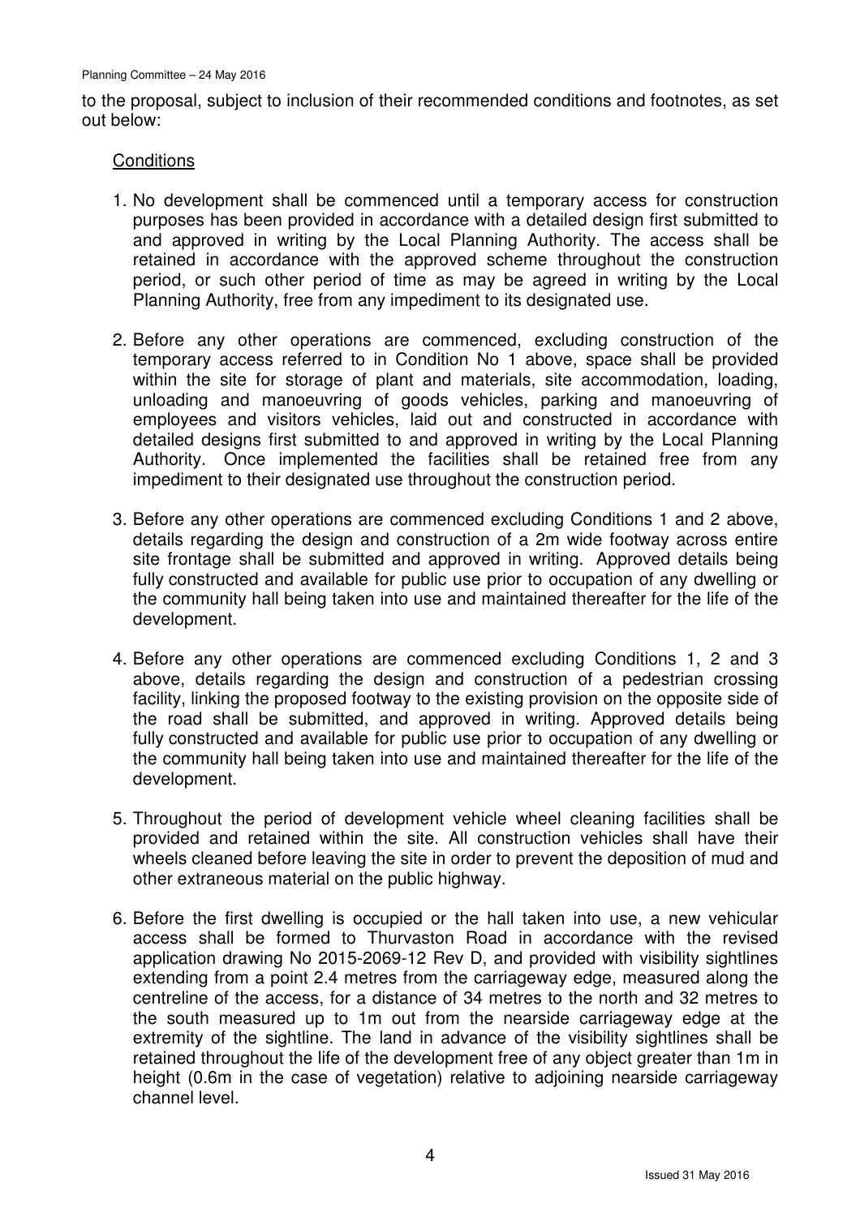to the proposal, subject to inclusion of their recommended conditions and footnotes, as set out below:

Conditions

1. No development shall be commenced until a temporary access for construction purposes has been provided in accordance with a detailed design first submitted to and approved in writing by the Local Planning Authority. The access shall be retained in accordance with the approved scheme throughout the construction period, or such other period of time as may be agreed in writing by the Local Planning Authority, free from any impediment to its designated use.

2. Before any other operations are commenced, excluding construction of the temporary access referred to in Condition No 1 above, space shall be provided within the site for storage of plant and materials, site accommodation, loading, unloading and manoeuvring of goods vehicles, parking and manoeuvring of employees and visitors vehicles, laid out and constructed in accordance with detailed designs first submitted to and approved in writing by the Local Planning Authority. Once implemented the facilities shall be retained free from any impediment to their designated use throughout the construction period.

3. Before any other operations are commenced excluding Conditions 1 and 2 above, details regarding the design and construction of a 2m wide footway across entire site frontage shall be submitted and approved in writing. Approved details being fully constructed and available for public use prior to occupation of any dwelling or the community hall being taken into use and maintained thereafter for the life of the development.

4. Before any other operations are commenced excluding Conditions 1, 2 and 3 above, details regarding the design and construction of a pedestrian crossing facility, linking the proposed footway to the existing provision on the opposite side of the road shall be submitted, and approved in writing. Approved details being fully constructed and available for public use prior to occupation of any dwelling or the community hall being taken into use and maintained thereafter for the life of the development.

5. Throughout the period of development vehicle wheel cleaning facilities shall be provided and retained within the site. All construction vehicles shall have their wheels cleaned before leaving the site in order to prevent the deposition of mud and other extraneous material on the public highway.

6. Before the first dwelling is occupied or the hall taken into use, a new vehicular access shall be formed to Thurvaston Road in accordance with the revised application drawing No 2015-2069-12 Rev D, and provided with visibility sightlines extending from a point 2.4 metres from the carriageway edge, measured along the centreline of the access, for a distance of 34 metres to the north and 32 metres to the south measured up to 1m out from the nearside carriageway edge at the extremity of the sightline. The land in advance of the visibility sightlines shall be retained throughout the life of the development free of any object greater than 1m in height (0.6m in the case of vegetation) relative to adjoining nearside carriageway channel level.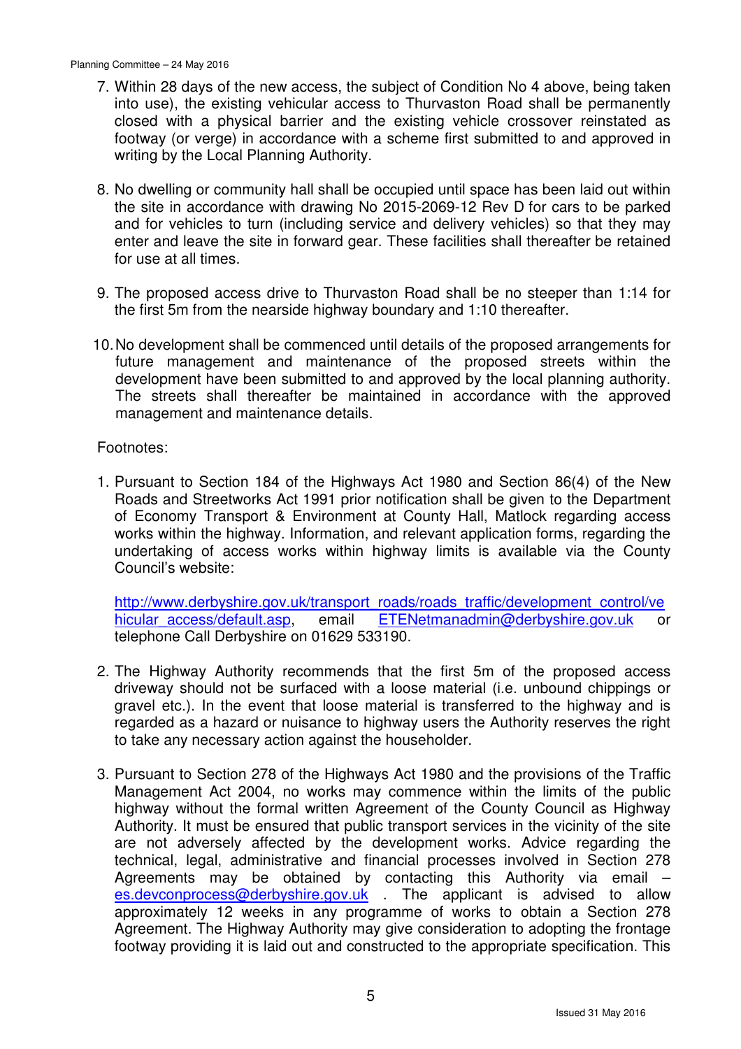7. Within 28 days of the new access, the subject of Condition No 4 above, being taken into use), the existing vehicular access to Thurvaston Road shall be permanently closed with a physical barrier and the existing vehicle crossover reinstated as footway (or verge) in accordance with a scheme first submitted to and approved in writing by the Local Planning Authority.

8. No dwelling or community hall shall be occupied until space has been laid out within the site in accordance with drawing No 2015-2069-12 Rev D for cars to be parked and for vehicles to turn (including service and delivery vehicles) so that they may enter and leave the site in forward gear. These facilities shall thereafter be retained for use at all times.

9. The proposed access drive to Thurvaston Road shall be no steeper than 1:14 for the first 5m from the nearside highway boundary and 1:10 thereafter.

10. No development shall be commenced until details of the proposed arrangements for future management and maintenance of the proposed streets within the development have been submitted to and approved by the local planning authority. The streets shall thereafter be maintained in accordance with the approved management and maintenance details.

Footnotes:

1. Pursuant to Section 184 of the Highways Act 1980 and Section 86(4) of the New Roads and Streetworks Act 1991 prior notification shall be given to the Department of Economy Transport & Environment at County Hall, Matlock regarding access works within the highway. Information, and relevant application forms, regarding the undertaking of access works within highway limits is available via the County Council's website:

   http://www.derbyshire.gov.uk/transport_roads/roads_traffic/development_control/vehicular_access/default.asp, email ETENetmanadmin@derbyshire.gov.uk or telephone Call Derbyshire on 01629 533190.

2. The Highway Authority recommends that the first 5m of the proposed access driveway should not be surfaced with a loose material (i.e. unbound chippings or gravel etc.). In the event that loose material is transferred to the highway and is regarded as a hazard or nuisance to highway users the Authority reserves the right to take any necessary action against the householder.

3. Pursuant to Section 278 of the Highways Act 1980 and the provisions of the Traffic Management Act 2004, no works may commence within the limits of the public highway without the formal written Agreement of the County Council as Highway Authority. It must be ensured that public transport services in the vicinity of the site are not adversely affected by the development works. Advice regarding the technical, legal, administrative and financial processes involved in Section 278 Agreements may be obtained by contacting this Authority via email – es.devconprocess@derbyshire.gov.uk . The applicant is advised to allow approximately 12 weeks in any programme of works to obtain a Section 278 Agreement. The Highway Authority may give consideration to adopting the frontage footway providing it is laid out and constructed to the appropriate specification. This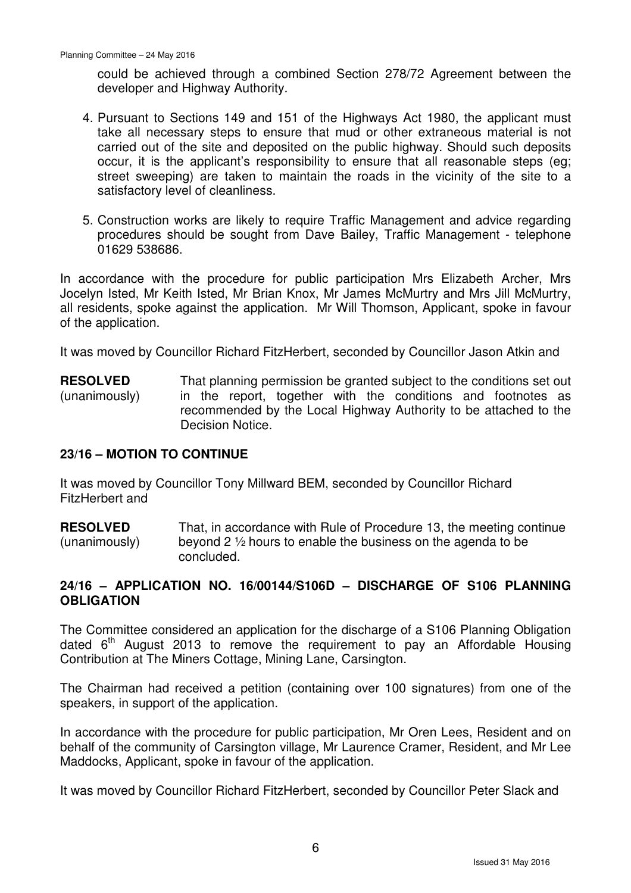could be achieved through a combined Section 278/72 Agreement between the developer and Highway Authority.

4. Pursuant to Sections 149 and 151 of the Highways Act 1980, the applicant must take all necessary steps to ensure that mud or other extraneous material is not carried out of the site and deposited on the public highway. Should such deposits occur, it is the applicant's responsibility to ensure that all reasonable steps (eg; street sweeping) are taken to maintain the roads in the vicinity of the site to a satisfactory level of cleanliness.

5. Construction works are likely to require Traffic Management and advice regarding procedures should be sought from Dave Bailey, Traffic Management - telephone 01629 538686.

In accordance with the procedure for public participation Mrs Elizabeth Archer, Mrs Jocelyn Isted, Mr Keith Isted, Mr Brian Knox, Mr James McMurtry and Mrs Jill McMurtry, all residents, spoke against the application. Mr Will Thomson, Applicant, spoke in favour of the application.

It was moved by Councillor Richard FitzHerbert, seconded by Councillor Jason Atkin and

**RESOLVED** (unanimously) That planning permission be granted subject to the conditions set out in the report, together with the conditions and footnotes as recommended by the Local Highway Authority to be attached to the Decision Notice.

## 23/16 – MOTION TO CONTINUE

It was moved by Councillor Tony Millward BEM, seconded by Councillor Richard FitzHerbert and

**RESOLVED** (unanimously) That, in accordance with Rule of Procedure 13, the meeting continue beyond 2 ½ hours to enable the business on the agenda to be concluded.

## 24/16 – APPLICATION NO. 16/00144/S106D – DISCHARGE OF S106 PLANNING OBLIGATION

The Committee considered an application for the discharge of a S106 Planning Obligation dated 6th August 2013 to remove the requirement to pay an Affordable Housing Contribution at The Miners Cottage, Mining Lane, Carsington.

The Chairman had received a petition (containing over 100 signatures) from one of the speakers, in support of the application.

In accordance with the procedure for public participation, Mr Oren Lees, Resident and on behalf of the community of Carsington village, Mr Laurence Cramer, Resident, and Mr Lee Maddocks, Applicant, spoke in favour of the application.

It was moved by Councillor Richard FitzHerbert, seconded by Councillor Peter Slack and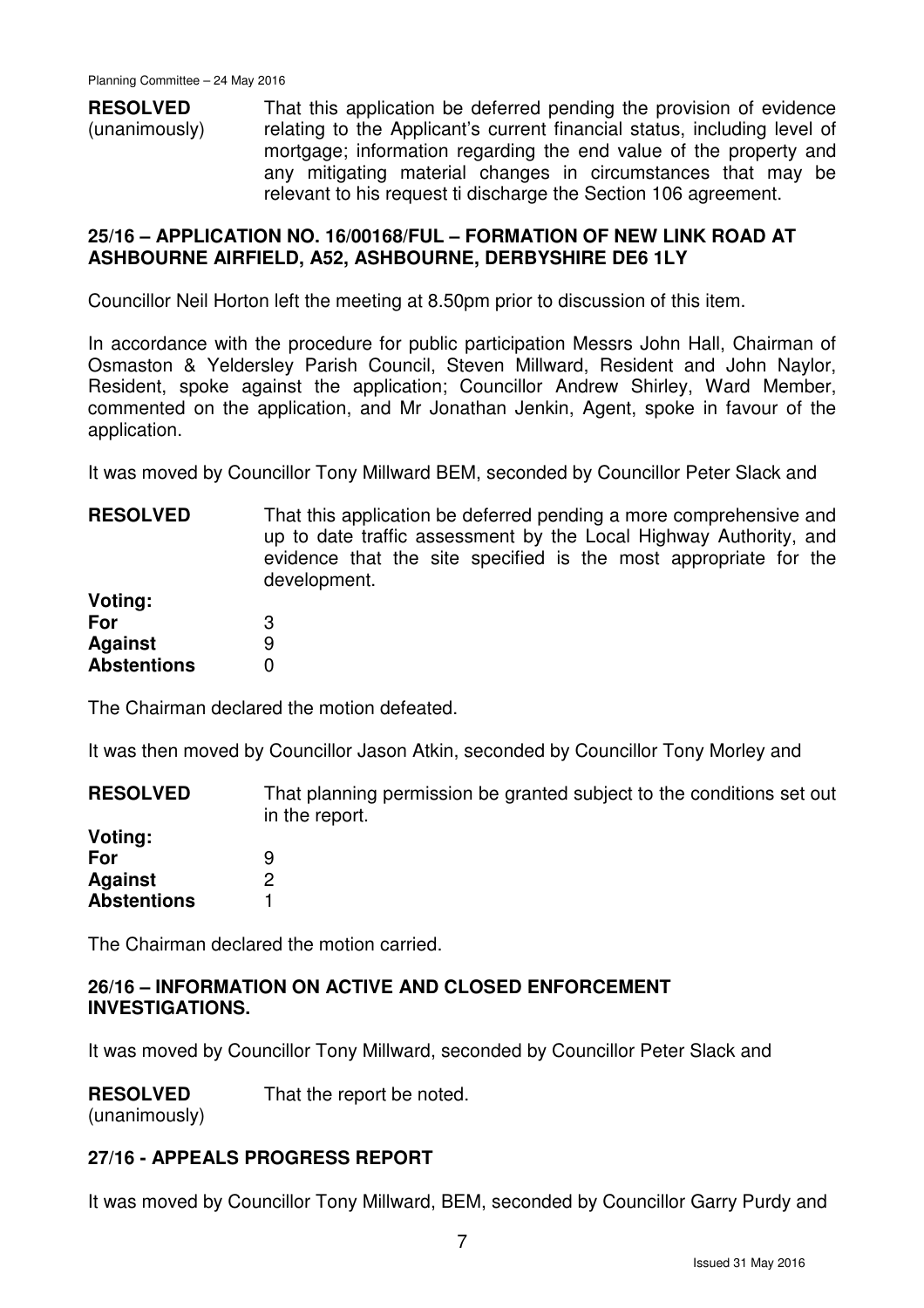**RESOLVED** (unanimously) That this application be deferred pending the provision of evidence relating to the Applicant's current financial status, including level of mortgage; information regarding the end value of the property and any mitigating material changes in circumstances that may be relevant to his request ti discharge the Section 106 agreement.

## 25/16 – APPLICATION NO. 16/00168/FUL – FORMATION OF NEW LINK ROAD AT ASHBOURNE AIRFIELD, A52, ASHBOURNE, DERBYSHIRE DE6 1LY

Councillor Neil Horton left the meeting at 8.50pm prior to discussion of this item.

In accordance with the procedure for public participation Messrs John Hall, Chairman of Osmaston & Yeldersley Parish Council, Steven Millward, Resident and John Naylor, Resident, spoke against the application; Councillor Andrew Shirley, Ward Member, commented on the application, and Mr Jonathan Jenkin, Agent, spoke in favour of the application.

It was moved by Councillor Tony Millward BEM, seconded by Councillor Peter Slack and

**RESOLVED** That this application be deferred pending a more comprehensive and up to date traffic assessment by the Local Highway Authority, and evidence that the site specified is the most appropriate for the development.

**Voting:**
**For** 3
**Against** 9
**Abstentions** 0

The Chairman declared the motion defeated.

It was then moved by Councillor Jason Atkin, seconded by Councillor Tony Morley and

**RESOLVED** That planning permission be granted subject to the conditions set out in the report.

**Voting:**
**For** 9
**Against** 2
**Abstentions** 1

The Chairman declared the motion carried.

## 26/16 – INFORMATION ON ACTIVE AND CLOSED ENFORCEMENT INVESTIGATIONS.

It was moved by Councillor Tony Millward, seconded by Councillor Peter Slack and

**RESOLVED** (unanimously) That the report be noted.

## 27/16 - APPEALS PROGRESS REPORT

It was moved by Councillor Tony Millward, BEM, seconded by Councillor Garry Purdy and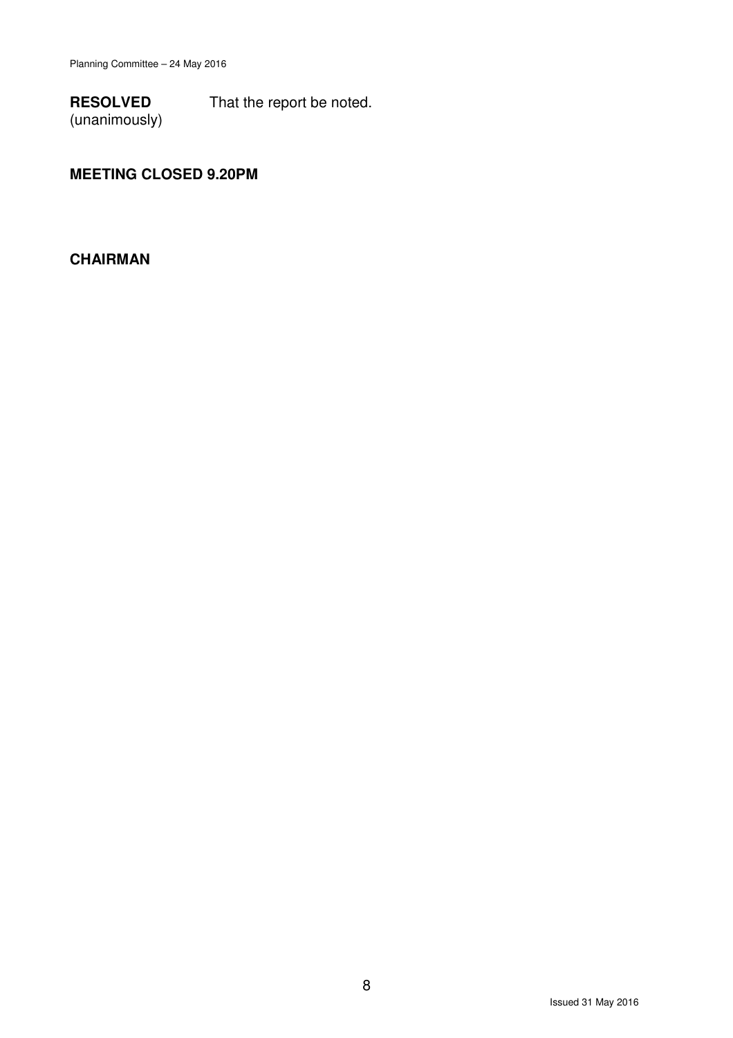**RESOLVED** (unanimously) That the report be noted.

**MEETING CLOSED 9.20PM**

**CHAIRMAN**

Issued 31 May 2016